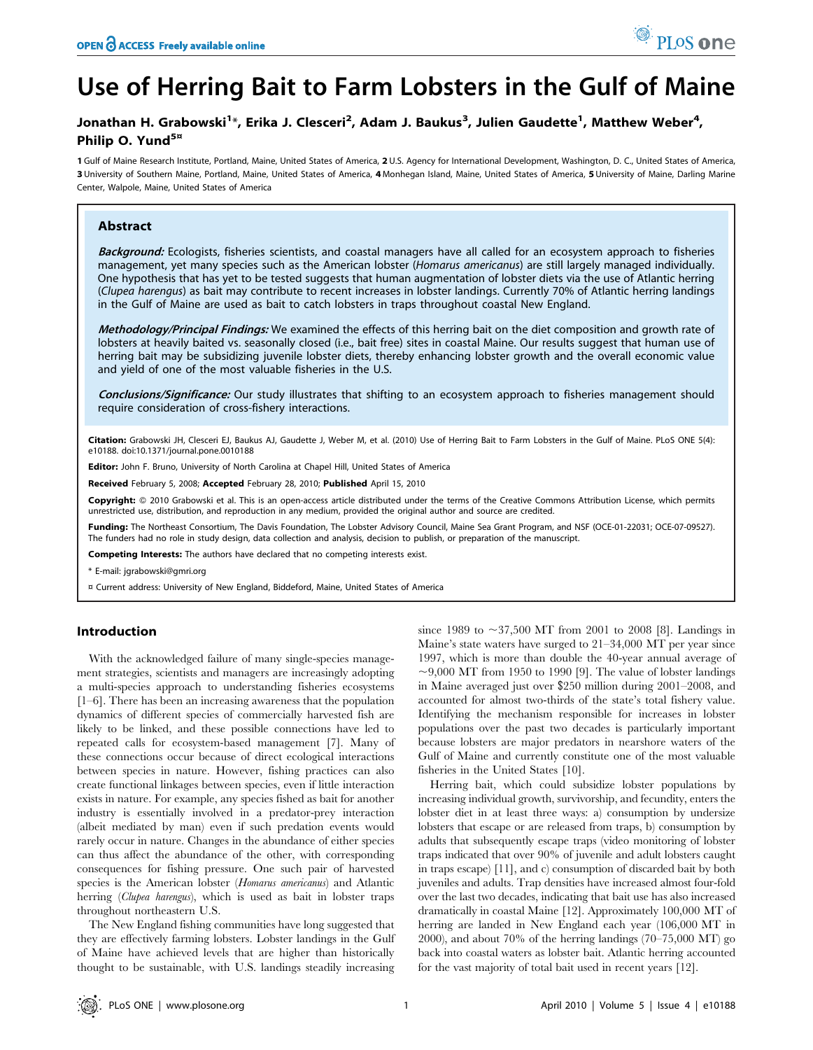# Use of Herring Bait to Farm Lobsters in the Gulf of Maine

**Jonathan H. Grabowski[1]*, Erika J. Clesceri[2], Adam J. Baukus[3], Julien Gaudette[1], Matthew Weber[4], Philip O. Yund[5¤]**

1 Gulf of Maine Research Institute, Portland, Maine, United States of America, 2 U.S. Agency for International Development, Washington, D. C., United States of America, 3 University of Southern Maine, Portland, Maine, United States of America, 4 Monhegan Island, Maine, United States of America, 5 University of Maine, Darling Marine Center, Walpole, Maine, United States of America

## Abstract

***Background:*** Ecologists, fisheries scientists, and coastal managers have all called for an ecosystem approach to fisheries management, yet many species such as the American lobster (*Homarus americanus*) are still largely managed individually. One hypothesis that has yet to be tested suggests that human augmentation of lobster diets via the use of Atlantic herring (*Clupea harengus*) as bait may contribute to recent increases in lobster landings. Currently 70% of Atlantic herring landings in the Gulf of Maine are used as bait to catch lobsters in traps throughout coastal New England.

***Methodology/Principal Findings:*** We examined the effects of this herring bait on the diet composition and growth rate of lobsters at heavily baited vs. seasonally closed (i.e., bait free) sites in coastal Maine. Our results suggest that human use of herring bait may be subsidizing juvenile lobster diets, thereby enhancing lobster growth and the overall economic value and yield of one of the most valuable fisheries in the U.S.

***Conclusions/Significance:*** Our study illustrates that shifting to an ecosystem approach to fisheries management should require consideration of cross-fishery interactions.

**Citation:** Grabowski JH, Clesceri EJ, Baukus AJ, Gaudette J, Weber M, et al. (2010) Use of Herring Bait to Farm Lobsters in the Gulf of Maine. PLoS ONE 5(4): e10188. doi:10.1371/journal.pone.0010188

**Editor:** John F. Bruno, University of North Carolina at Chapel Hill, United States of America

**Received** February 5, 2008; **Accepted** February 28, 2010; **Published** April 15, 2010

**Copyright:** © 2010 Grabowski et al. This is an open-access article distributed under the terms of the Creative Commons Attribution License, which permits unrestricted use, distribution, and reproduction in any medium, provided the original author and source are credited.

**Funding:** The Northeast Consortium, The Davis Foundation, The Lobster Advisory Council, Maine Sea Grant Program, and NSF (OCE-01-22031; OCE-07-09527). The funders had no role in study design, data collection and analysis, decision to publish, or preparation of the manuscript.

**Competing Interests:** The authors have declared that no competing interests exist.

\* E-mail: jgrabowski@gmri.org

¤ Current address: University of New England, Biddeford, Maine, United States of America

## Introduction

With the acknowledged failure of many single-species management strategies, scientists and managers are increasingly adopting a multi-species approach to understanding fisheries ecosystems [1–6]. There has been an increasing awareness that the population dynamics of different species of commercially harvested fish are likely to be linked, and these possible connections have led to repeated calls for ecosystem-based management [7]. Many of these connections occur because of direct ecological interactions between species in nature. However, fishing practices can also create functional linkages between species, even if little interaction exists in nature. For example, any species fished as bait for another industry is essentially involved in a predator-prey interaction (albeit mediated by man) even if such predation events would rarely occur in nature. Changes in the abundance of either species can thus affect the abundance of the other, with corresponding consequences for fishing pressure. One such pair of harvested species is the American lobster (*Homarus americanus*) and Atlantic herring (*Clupea harengus*), which is used as bait in lobster traps throughout northeastern U.S.

The New England fishing communities have long suggested that they are effectively farming lobsters. Lobster landings in the Gulf of Maine have achieved levels that are higher than historically thought to be sustainable, with U.S. landings steadily increasing since 1989 to ~37,500 MT from 2001 to 2008 [8]. Landings in Maine's state waters have surged to 21–34,000 MT per year since 1997, which is more than double the 40-year annual average of ~9,000 MT from 1950 to 1990 [9]. The value of lobster landings in Maine averaged just over $250 million during 2001–2008, and accounted for almost two-thirds of the state's total fishery value. Identifying the mechanism responsible for increases in lobster populations over the past two decades is particularly important because lobsters are major predators in nearshore waters of the Gulf of Maine and currently constitute one of the most valuable fisheries in the United States [10].

Herring bait, which could subsidize lobster populations by increasing individual growth, survivorship, and fecundity, enters the lobster diet in at least three ways: a) consumption by undersize lobsters that escape or are released from traps, b) consumption by adults that subsequently escape traps (video monitoring of lobster traps indicated that over 90% of juvenile and adult lobsters caught in traps escape) [11], and c) consumption of discarded bait by both juveniles and adults. Trap densities have increased almost four-fold over the last two decades, indicating that bait use has also increased dramatically in coastal Maine [12]. Approximately 100,000 MT of herring are landed in New England each year (106,000 MT in 2000), and about 70% of the herring landings (70–75,000 MT) go back into coastal waters as lobster bait. Atlantic herring accounted for the vast majority of total bait used in recent years [12].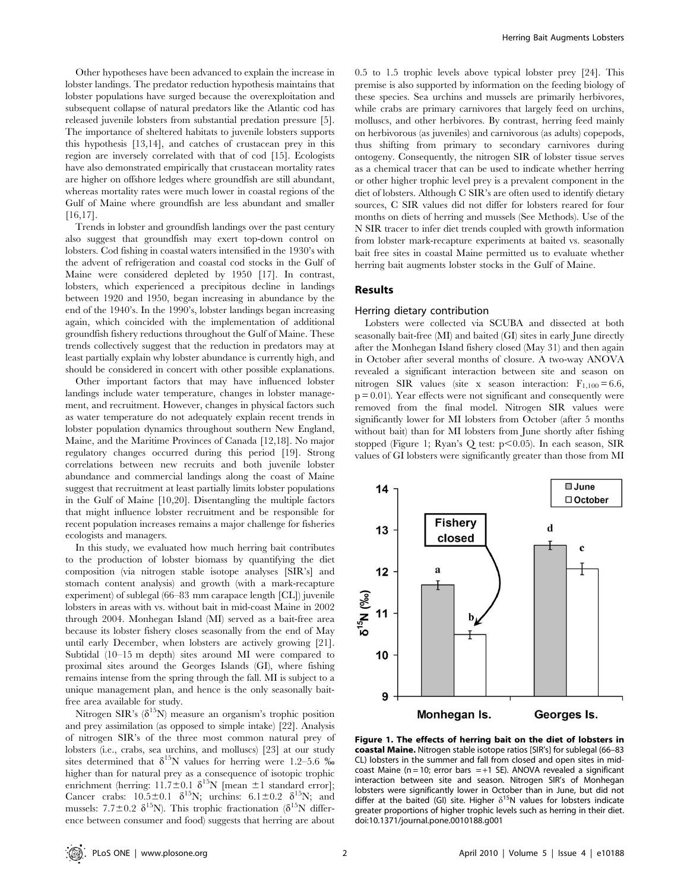Other hypotheses have been advanced to explain the increase in lobster landings. The predator reduction hypothesis maintains that lobster populations have surged because the overexploitation and subsequent collapse of natural predators like the Atlantic cod has released juvenile lobsters from substantial predation pressure [5]. The importance of sheltered habitats to juvenile lobsters supports this hypothesis [13,14], and catches of crustacean prey in this region are inversely correlated with that of cod [15]. Ecologists have also demonstrated empirically that crustacean mortality rates are higher on offshore ledges where groundfish are still abundant, whereas mortality rates were much lower in coastal regions of the Gulf of Maine where groundfish are less abundant and smaller [16,17].

Trends in lobster and groundfish landings over the past century also suggest that groundfish may exert top-down control on lobsters. Cod fishing in coastal waters intensified in the 1930's with the advent of refrigeration and coastal cod stocks in the Gulf of Maine were considered depleted by 1950 [17]. In contrast, lobsters, which experienced a precipitous decline in landings between 1920 and 1950, began increasing in abundance by the end of the 1940's. In the 1990's, lobster landings began increasing again, which coincided with the implementation of additional groundfish fishery reductions throughout the Gulf of Maine. These trends collectively suggest that the reduction in predators may at least partially explain why lobster abundance is currently high, and should be considered in concert with other possible explanations.

Other important factors that may have influenced lobster landings include water temperature, changes in lobster management, and recruitment. However, changes in physical factors such as water temperature do not adequately explain recent trends in lobster population dynamics throughout southern New England, Maine, and the Maritime Provinces of Canada [12,18]. No major regulatory changes occurred during this period [19]. Strong correlations between new recruits and both juvenile lobster abundance and commercial landings along the coast of Maine suggest that recruitment at least partially limits lobster populations in the Gulf of Maine [10,20]. Disentangling the multiple factors that might influence lobster recruitment and be responsible for recent population increases remains a major challenge for fisheries ecologists and managers.

In this study, we evaluated how much herring bait contributes to the production of lobster biomass by quantifying the diet composition (via nitrogen stable isotope analyses [SIR's] and stomach content analysis) and growth (with a mark-recapture experiment) of sublegal (66–83 mm carapace length [CL]) juvenile lobsters in areas with vs. without bait in mid-coast Maine in 2002 through 2004. Monhegan Island (MI) served as a bait-free area because its lobster fishery closes seasonally from the end of May until early December, when lobsters are actively growing [21]. Subtidal (10–15 m depth) sites around MI were compared to proximal sites around the Georges Islands (GI), where fishing remains intense from the spring through the fall. MI is subject to a unique management plan, and hence is the only seasonally bait-free area available for study.

Nitrogen SIR's ($\delta^{15}$N) measure an organism's trophic position and prey assimilation (as opposed to simple intake) [22]. Analysis of nitrogen SIR's of the three most common natural prey of lobsters (i.e., crabs, sea urchins, and molluscs) [23] at our study sites determined that $\delta^{15}$N values for herring were 1.2–5.6 ‰ higher than for natural prey as a consequence of isotopic trophic enrichment (herring: $11.7 \pm 0.1$ $\delta^{15}$N [mean $\pm 1$ standard error]; Cancer crabs: $10.5 \pm 0.1$ $\delta^{15}$N; urchins: $6.1 \pm 0.2$ $\delta^{15}$N; and mussels: $7.7 \pm 0.2$ $\delta^{15}$N). This trophic fractionation ($\delta^{15}$N difference between consumer and food) suggests that herring are about 0.5 to 1.5 trophic levels above typical lobster prey [24]. This premise is also supported by information on the feeding biology of these species. Sea urchins and mussels are primarily herbivores, while crabs are primary carnivores that largely feed on urchins, molluscs, and other herbivores. By contrast, herring feed mainly on herbivorous (as juveniles) and carnivorous (as adults) copepods, thus shifting from primary to secondary carnivores during ontogeny. Consequently, the nitrogen SIR of lobster tissue serves as a chemical tracer that can be used to indicate whether herring or other higher trophic level prey is a prevalent component in the diet of lobsters. Although C SIR's are often used to identify dietary sources, C SIR values did not differ for lobsters reared for four months on diets of herring and mussels (See Methods). Use of the N SIR tracer to infer diet trends coupled with growth information from lobster mark-recapture experiments at baited vs. seasonally bait free sites in coastal Maine permitted us to evaluate whether herring bait augments lobster stocks in the Gulf of Maine.

## Results

### Herring dietary contribution

Lobsters were collected via SCUBA and dissected at both seasonally bait-free (MI) and baited (GI) sites in early June directly after the Monhegan Island fishery closed (May 31) and then again in October after several months of closure. A two-way ANOVA revealed a significant interaction between site and season on nitrogen SIR values (site x season interaction: $F_{1,100} = 6.6$, $p = 0.01$). Year effects were not significant and consequently were removed from the final model. Nitrogen SIR values were significantly lower for MI lobsters from October (after 5 months without bait) than for MI lobsters from June shortly after fishing stopped (Figure 1; Ryan's Q test: $p < 0.05$). In each season, SIR values of GI lobsters were significantly greater than those from MI

**Figure 1. The effects of herring bait on the diet of lobsters in coastal Maine.** Nitrogen stable isotope ratios [SIR's] for sublegal (66–83 CL) lobsters in the summer and fall from closed and open sites in mid-coast Maine ($n = 10$; error bars $= +1$ SE). ANOVA revealed a significant interaction between site and season. Nitrogen SIR's of Monhegan lobsters were significantly lower in October than in June, but did not differ at the baited (GI) site. Higher $\delta^{15}$N values for lobsters indicate greater proportions of higher trophic levels such as herring in their diet. doi:10.1371/journal.pone.0010188.g001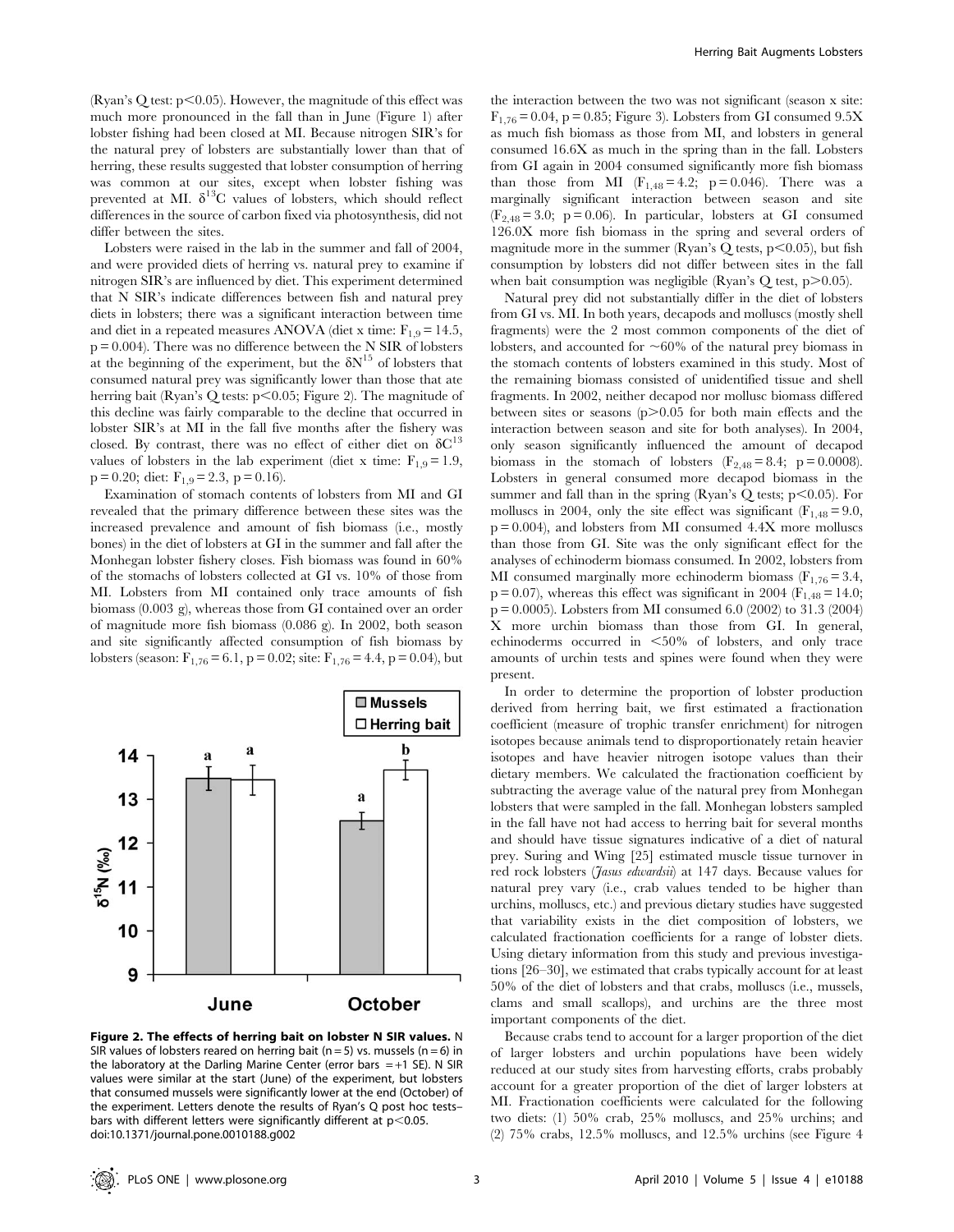(Ryan's Q test: $p < 0.05$). However, the magnitude of this effect was much more pronounced in the fall than in June (Figure 1) after lobster fishing had been closed at MI. Because nitrogen SIR's for the natural prey of lobsters are substantially lower than that of herring, these results suggested that lobster consumption of herring was common at our sites, except when lobster fishing was prevented at MI. $\delta^{13}C$ values of lobsters, which should reflect differences in the source of carbon fixed via photosynthesis, did not differ between the sites.

Lobsters were raised in the lab in the summer and fall of 2004, and were provided diets of herring vs. natural prey to examine if nitrogen SIR's are influenced by diet. This experiment determined that N SIR's indicate differences between fish and natural prey diets in lobsters; there was a significant interaction between time and diet in a repeated measures ANOVA (diet x time: $F_{1,9} = 14.5$, $p = 0.004$). There was no difference between the N SIR of lobsters at the beginning of the experiment, but the $\delta N^{15}$ of lobsters that consumed natural prey was significantly lower than those that ate herring bait (Ryan's Q tests: $p < 0.05$; Figure 2). The magnitude of this decline was fairly comparable to the decline that occurred in lobster SIR's at MI in the fall five months after the fishery was closed. By contrast, there was no effect of either diet on $\delta C^{13}$ values of lobsters in the lab experiment (diet x time: $F_{1,9} = 1.9$, $p = 0.20$; diet: $F_{1,9} = 2.3$, $p = 0.16$).

Examination of stomach contents of lobsters from MI and GI revealed that the primary difference between these sites was the increased prevalence and amount of fish biomass (i.e., mostly bones) in the diet of lobsters at GI in the summer and fall after the Monhegan lobster fishery closes. Fish biomass was found in 60% of the stomachs of lobsters collected at GI vs. 10% of those from MI. Lobsters from MI contained only trace amounts of fish biomass (0.003 g), whereas those from GI contained over an order of magnitude more fish biomass (0.086 g). In 2002, both season and site significantly affected consumption of fish biomass by lobsters (season: $F_{1,76} = 6.1$, $p = 0.02$; site: $F_{1,76} = 4.4$, $p = 0.04$), but the interaction between the two was not significant (season x site: $F_{1,76} = 0.04$, $p = 0.85$; Figure 3). Lobsters from GI consumed 9.5X as much fish biomass as those from MI, and lobsters in general consumed 16.6X as much in the spring than in the fall. Lobsters from GI again in 2004 consumed significantly more fish biomass than those from MI ($F_{1,48} = 4.2$; $p = 0.046$). There was a marginally significant interaction between season and site ($F_{2,48} = 3.0$; $p = 0.06$). In particular, lobsters at GI consumed 126.0X more fish biomass in the spring and several orders of magnitude more in the summer (Ryan's Q tests, $p < 0.05$), but fish consumption by lobsters did not differ between sites in the fall when bait consumption was negligible (Ryan's Q test, $p > 0.05$).

Natural prey did not substantially differ in the diet of lobsters from GI vs. MI. In both years, decapods and molluscs (mostly shell fragments) were the 2 most common components of the diet of lobsters, and accounted for ~60% of the natural prey biomass in the stomach contents of lobsters examined in this study. Most of the remaining biomass consisted of unidentified tissue and shell fragments. In 2002, neither decapod nor mollusc biomass differed between sites or seasons ($p > 0.05$ for both main effects and the interaction between season and site for both analyses). In 2004, only season significantly influenced the amount of decapod biomass in the stomach of lobsters ($F_{2,48} = 8.4$; $p = 0.0008$). Lobsters in general consumed more decapod biomass in the summer and fall than in the spring (Ryan's Q tests; $p < 0.05$). For molluscs in 2004, only the site effect was significant ($F_{1,48} = 9.0$, $p = 0.004$), and lobsters from MI consumed 4.4X more molluscs than those from GI. Site was the only significant effect for the analyses of echinoderm biomass consumed. In 2002, lobsters from MI consumed marginally more echinoderm biomass ($F_{1,76} = 3.4$, $p = 0.07$), whereas this effect was significant in 2004 ($F_{1,48} = 14.0$; $p = 0.0005$). Lobsters from MI consumed 6.0 (2002) to 31.3 (2004) X more urchin biomass than those from GI. In general, echinoderms occurred in <50% of lobsters, and only trace amounts of urchin tests and spines were found when they were present.

In order to determine the proportion of lobster production derived from herring bait, we first estimated a fractionation coefficient (measure of trophic transfer enrichment) for nitrogen isotopes because animals tend to disproportionately retain heavier isotopes and have heavier nitrogen isotope values than their dietary members. We calculated the fractionation coefficient by subtracting the average value of the natural prey from Monhegan lobsters that were sampled in the fall. Monhegan lobsters sampled in the fall have not had access to herring bait for several months and should have tissue signatures indicative of a diet of natural prey. Suring and Wing [25] estimated muscle tissue turnover in red rock lobsters (*Jasus edwardsii*) at 147 days. Because values for natural prey vary (i.e., crab values tended to be higher than urchins, molluscs, etc.) and previous dietary studies have suggested that variability exists in the diet composition of lobsters, we calculated fractionation coefficients for a range of lobster diets. Using dietary information from this study and previous investigations [26–30], we estimated that crabs typically account for at least 50% of the diet of lobsters and that crabs, molluscs (i.e., mussels, clams and small scallops), and urchins are the three most important components of the diet.

Because crabs tend to account for a larger proportion of the diet of larger lobsters and urchin populations have been widely reduced at our study sites from harvesting efforts, crabs probably account for a greater proportion of the diet of larger lobsters at MI. Fractionation coefficients were calculated for the following two diets: (1) 50% crab, 25% molluscs, and 25% urchins; and (2) 75% crabs, 12.5% molluscs, and 12.5% urchins (see Figure 4

**Figure 2. The effects of herring bait on lobster N SIR values.** N SIR values of lobsters reared on herring bait (n = 5) vs. mussels (n = 6) in the laboratory at the Darling Marine Center (error bars = +1 SE). N SIR values were similar at the start (June) of the experiment, but lobsters that consumed mussels were significantly lower at the end (October) of the experiment. Letters denote the results of Ryan's Q post hoc tests–bars with different letters were significantly different at $p < 0.05$.
doi:10.1371/journal.pone.0010188.g002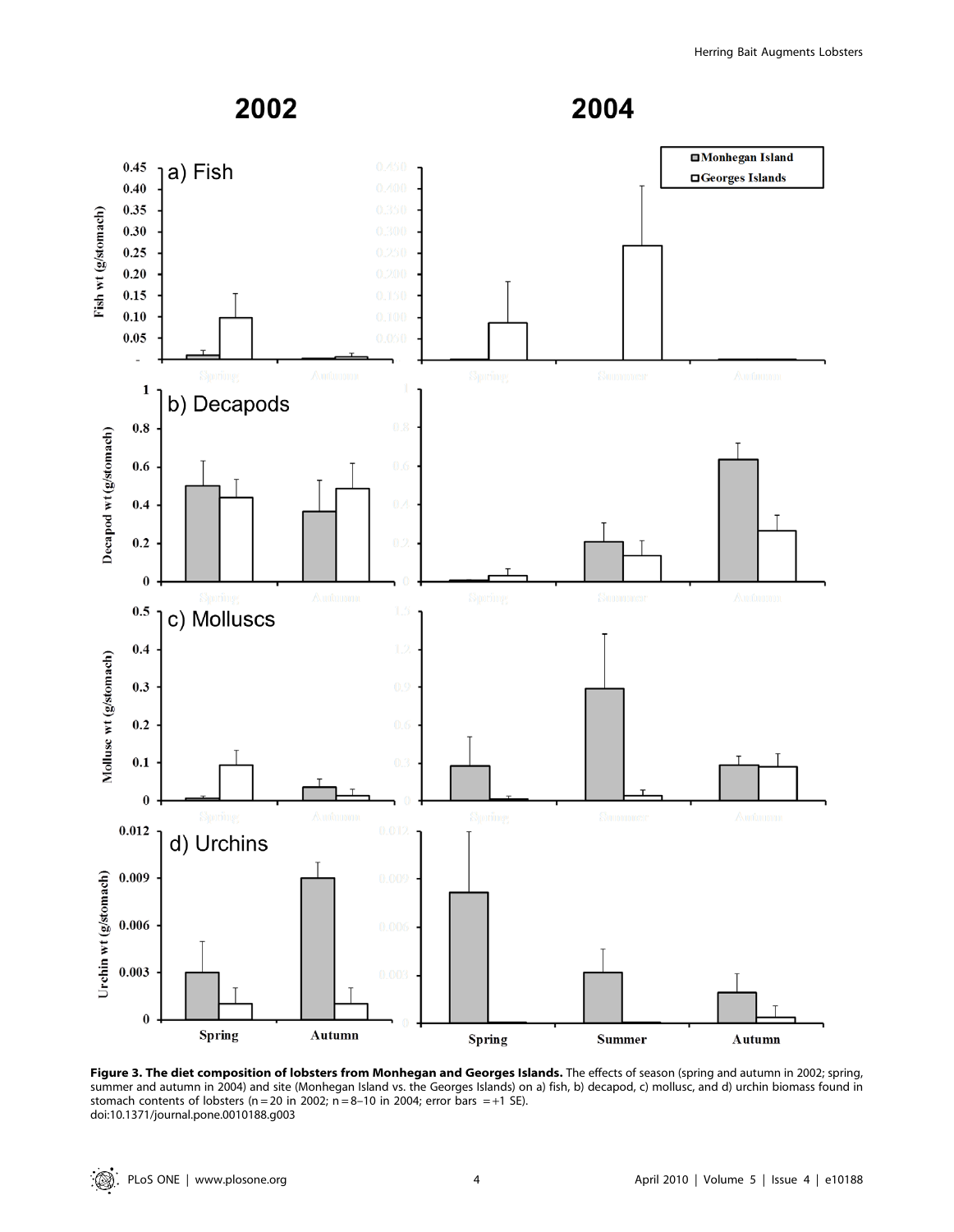**Figure 3. The diet composition of lobsters from Monhegan and Georges Islands.** The effects of season (spring and autumn in 2002; spring, summer and autumn in 2004) and site (Monhegan Island vs. the Georges Islands) on a) fish, b) decapod, c) mollusc, and d) urchin biomass found in stomach contents of lobsters (n = 20 in 2002; n = 8–10 in 2004; error bars = +1 SE).
doi:10.1371/journal.pone.0010188.g003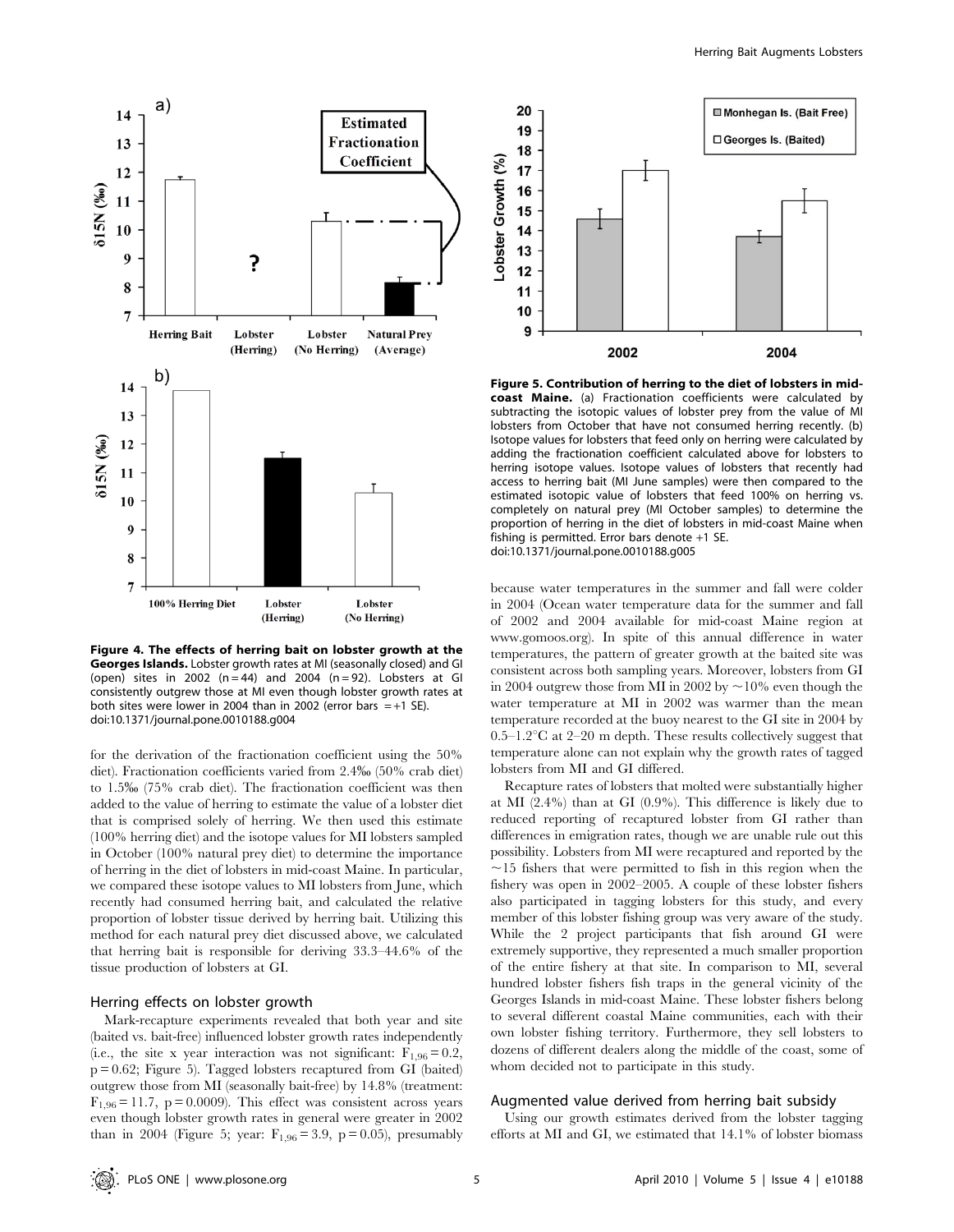**Figure 4. The effects of herring bait on lobster growth at the Georges Islands.** Lobster growth rates at MI (seasonally closed) and GI (open) sites in 2002 (n = 44) and 2004 (n = 92). Lobsters at GI consistently outgrew those at MI even though lobster growth rates at both sites were lower in 2004 than in 2002 (error bars = +1 SE).
doi:10.1371/journal.pone.0010188.g004

**Figure 5. Contribution of herring to the diet of lobsters in mid-coast Maine.** (a) Fractionation coefficients were calculated by subtracting the isotopic values of lobster prey from the value of MI lobsters from October that have not consumed herring recently. (b) Isotope values for lobsters that feed only on herring were calculated by adding the fractionation coefficient calculated above for lobsters to herring isotope values. Isotope values of lobsters that recently had access to herring bait (MI June samples) were then compared to the estimated isotopic value of lobsters that feed 100% on herring vs. completely on natural prey (MI October samples) to determine the proportion of herring in the diet of lobsters in mid-coast Maine when fishing is permitted. Error bars denote +1 SE.
doi:10.1371/journal.pone.0010188.g005

for the derivation of the fractionation coefficient using the 50% diet). Fractionation coefficients varied from 2.4‰ (50% crab diet) to 1.5‰ (75% crab diet). The fractionation coefficient was then added to the value of herring to estimate the value of a lobster diet that is comprised solely of herring. We then used this estimate (100% herring diet) and the isotope values for MI lobsters sampled in October (100% natural prey diet) to determine the importance of herring in the diet of lobsters in mid-coast Maine. In particular, we compared these isotope values to MI lobsters from June, which recently had consumed herring bait, and calculated the relative proportion of lobster tissue derived by herring bait. Utilizing this method for each natural prey diet discussed above, we calculated that herring bait is responsible for deriving 33.3–44.6% of the tissue production of lobsters at GI.

## Herring effects on lobster growth

Mark-recapture experiments revealed that both year and site (baited vs. bait-free) influenced lobster growth rates independently (i.e., the site x year interaction was not significant: $F_{1,96} = 0.2$, $p = 0.62$; Figure 5). Tagged lobsters recaptured from GI (baited) outgrew those from MI (seasonally bait-free) by 14.8% (treatment: $F_{1,96} = 11.7$, $p = 0.0009$). This effect was consistent across years even though lobster growth rates in general were greater in 2002 than in 2004 (Figure 5; year: $F_{1,96} = 3.9$, $p = 0.05$), presumably because water temperatures in the summer and fall were colder in 2004 (Ocean water temperature data for the summer and fall of 2002 and 2004 available for mid-coast Maine region at www.gomoos.org). In spite of this annual difference in water temperatures, the pattern of greater growth at the baited site was consistent across both sampling years. Moreover, lobsters from GI in 2004 outgrew those from MI in 2002 by ~10% even though the water temperature at MI in 2002 was warmer than the mean temperature recorded at the buoy nearest to the GI site in 2004 by 0.5–1.2°C at 2–20 m depth. These results collectively suggest that temperature alone can not explain why the growth rates of tagged lobsters from MI and GI differed.

Recapture rates of lobsters that molted were substantially higher at MI (2.4%) than at GI (0.9%). This difference is likely due to reduced reporting of recaptured lobster from GI rather than differences in emigration rates, though we are unable rule out this possibility. Lobsters from MI were recaptured and reported by the ~15 fishers that were permitted to fish in this region when the fishery was open in 2002–2005. A couple of these lobster fishers also participated in tagging lobsters for this study, and every member of this lobster fishing group was very aware of the study. While the 2 project participants that fish around GI were extremely supportive, they represented a much smaller proportion of the entire fishery at that site. In comparison to MI, several hundred lobster fishers fish traps in the general vicinity of the Georges Islands in mid-coast Maine. These lobster fishers belong to several different coastal Maine communities, each with their own lobster fishing territory. Furthermore, they sell lobsters to dozens of different dealers along the middle of the coast, some of whom decided not to participate in this study.

## Augmented value derived from herring bait subsidy

Using our growth estimates derived from the lobster tagging efforts at MI and GI, we estimated that 14.1% of lobster biomass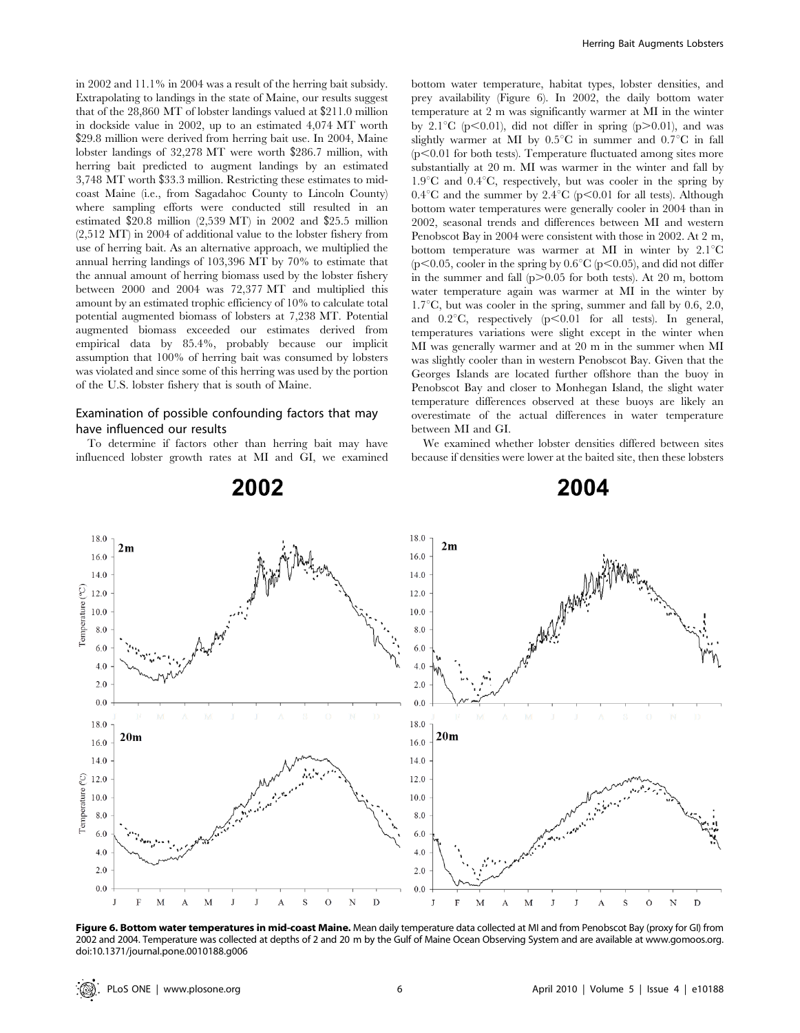in 2002 and 11.1% in 2004 was a result of the herring bait subsidy. Extrapolating to landings in the state of Maine, our results suggest that of the 28,860 MT of lobster landings valued at \$211.0 million in dockside value in 2002, up to an estimated 4,074 MT worth \$29.8 million were derived from herring bait use. In 2004, Maine lobster landings of 32,278 MT were worth \$286.7 million, with herring bait predicted to augment landings by an estimated 3,748 MT worth \$33.3 million. Restricting these estimates to mid-coast Maine (i.e., from Sagadahoc County to Lincoln County) where sampling efforts were conducted still resulted in an estimated \$20.8 million (2,539 MT) in 2002 and \$25.5 million (2,512 MT) in 2004 of additional value to the lobster fishery from use of herring bait. As an alternative approach, we multiplied the annual herring landings of 103,396 MT by 70% to estimate that the annual amount of herring biomass used by the lobster fishery between 2000 and 2004 was 72,377 MT and multiplied this amount by an estimated trophic efficiency of 10% to calculate total potential augmented biomass of lobsters at 7,238 MT. Potential augmented biomass exceeded our estimates derived from empirical data by 85.4%, probably because our implicit assumption that 100% of herring bait was consumed by lobsters was violated and since some of this herring was used by the portion of the U.S. lobster fishery that is south of Maine.

## Examination of possible confounding factors that may have influenced our results

To determine if factors other than herring bait may have influenced lobster growth rates at MI and GI, we examined bottom water temperature, habitat types, lobster densities, and prey availability (Figure 6). In 2002, the daily bottom water temperature at 2 m was significantly warmer at MI in the winter by 2.1°C ($p<0.01$), did not differ in spring ($p>0.01$), and was slightly warmer at MI by 0.5°C in summer and 0.7°C in fall ($p<0.01$ for both tests). Temperature fluctuated among sites more substantially at 20 m. MI was warmer in the winter and fall by 1.9°C and 0.4°C, respectively, but was cooler in the spring by 0.4°C and the summer by 2.4°C ($p<0.01$ for all tests). Although bottom water temperatures were generally cooler in 2004 than in 2002, seasonal trends and differences between MI and western Penobscot Bay in 2004 were consistent with those in 2002. At 2 m, bottom temperature was warmer at MI in winter by 2.1°C ($p<0.05$, cooler in the spring by 0.6°C ($p<0.05$), and did not differ in the summer and fall ($p>0.05$ for both tests). At 20 m, bottom water temperature again was warmer at MI in the winter by 1.7°C, but was cooler in the spring, summer and fall by 0.6, 2.0, and 0.2°C, respectively ($p<0.01$ for all tests). In general, temperatures variations were slight except in the winter when MI was generally warmer and at 20 m in the summer when MI was slightly cooler than in western Penobscot Bay. Given that the Georges Islands are located further offshore than the buoy in Penobscot Bay and closer to Monhegan Island, the slight water temperature differences observed at these buoys are likely an overestimate of the actual differences in water temperature between MI and GI.

We examined whether lobster densities differed between sites because if densities were lower at the baited site, then these lobsters

**Figure 6. Bottom water temperatures in mid-coast Maine.** Mean daily temperature data collected at MI and from Penobscot Bay (proxy for GI) from 2002 and 2004. Temperature was collected at depths of 2 and 20 m by the Gulf of Maine Ocean Observing System and are available at www.gomoos.org. doi:10.1371/journal.pone.0010188.g006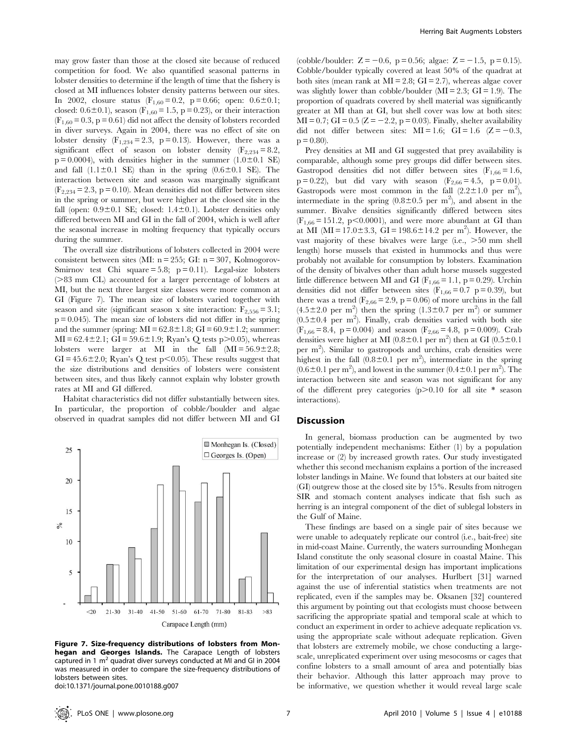may grow faster than those at the closed site because of reduced competition for food. We also quantified seasonal patterns in lobster densities to determine if the length of time that the fishery is closed at MI influences lobster density patterns between our sites. In 2002, closure status ($F_{1,60} = 0.2$, $p = 0.66$; open: $0.6 \pm 0.1$; closed: $0.6 \pm 0.1$), season ($F_{1,60} = 1.5$, $p = 0.23$), or their interaction ($F_{1,60} = 0.3$, $p = 0.61$) did not affect the density of lobsters recorded in diver surveys. Again in 2004, there was no effect of site on lobster density ($F_{1,234} = 2.3$, $p = 0.13$). However, there was a significant effect of season on lobster density ($F_{2,234} = 8.2$, $p = 0.0004$), with densities higher in the summer ($1.0 \pm 0.1$ SE) and fall ($1.1 \pm 0.1$ SE) than in the spring ($0.6 \pm 0.1$ SE). The interaction between site and season was marginally significant ($F_{2,234} = 2.3$, $p = 0.10$). Mean densities did not differ between sites in the spring or summer, but were higher at the closed site in the fall (open: $0.9 \pm 0.1$ SE; closed: $1.4 \pm 0.1$). Lobster densities only differed between MI and GI in the fall of 2004, which is well after the seasonal increase in molting frequency that typically occurs during the summer.

The overall size distributions of lobsters collected in 2004 were consistent between sites (MI: n = 255; GI: n = 307, Kolmogorov-Smirnov test Chi square = 5.8; $p = 0.11$). Legal-size lobsters (>83 mm CL) accounted for a larger percentage of lobsters at MI, but the next three largest size classes were more common at GI (Figure 7). The mean size of lobsters varied together with season and site (significant season x site interaction: $F_{2,556} = 3.1$; $p = 0.045$). The mean size of lobsters did not differ in the spring and the summer (spring: MI = $62.8 \pm 1.8$; GI = $60.9 \pm 1.2$; summer: MI = $62.4 \pm 2.1$; GI = $59.6 \pm 1.9$; Ryan's Q tests $p > 0.05$), whereas lobsters were larger at MI in the fall (MI = $56.9 \pm 2.8$; GI = $45.6 \pm 2.0$; Ryan's Q test $p < 0.05$). These results suggest that the size distributions and densities of lobsters were consistent between sites, and thus likely cannot explain why lobster growth rates at MI and GI differed.

Habitat characteristics did not differ substantially between sites. In particular, the proportion of cobble/boulder and algae observed in quadrat samples did not differ between MI and GI (cobble/boulder: $Z = -0.6$, $p = 0.56$; algae: $Z = -1.5$, $p = 0.15$). Cobble/boulder typically covered at least 50% of the quadrat at both sites (mean rank at MI = 2.8; GI = 2.7), whereas algae cover was slightly lower than cobble/boulder (MI = 2.3; GI = 1.9). The proportion of quadrats covered by shell material was significantly greater at MI than at GI, but shell cover was low at both sites: MI = 0.7; GI = 0.5 ($Z = -2.2$, $p = 0.03$). Finally, shelter availability did not differ between sites: MI = 1.6; GI = 1.6 ($Z = -0.3$, $p = 0.80$).

Prey densities at MI and GI suggested that prey availability is comparable, although some prey groups did differ between sites. Gastropod densities did not differ between sites ($F_{1,66} = 1.6$, $p = 0.22$), but did vary with season ($F_{2,66} = 4.5$, $p = 0.01$). Gastropods were most common in the fall ($2.2 \pm 1.0$ per $m^2$), intermediate in the spring ($0.8 \pm 0.5$ per $m^2$), and absent in the summer. Bivalve densities significantly differed between sites ($F_{1,66} = 151.2$, $p < 0.0001$), and were more abundant at GI than at MI (MI = $17.0 \pm 3.3$, GI = $198.6 \pm 14.2$ per $m^2$). However, the vast majority of these bivalves were large (i.e., >50 mm shell length) horse mussels that existed in hummocks and thus were probably not available for consumption by lobsters. Examination of the density of bivalves other than adult horse mussels suggested little difference between MI and GI ($F_{1,66} = 1.1$, $p = 0.29$). Urchin densities did not differ between sites ($F_{1,66} = 0.7$ $p = 0.39$), but there was a trend ($F_{2,66} = 2.9$, $p = 0.06$) of more urchins in the fall ($4.5 \pm 2.0$ per $m^2$) then the spring ($1.3 \pm 0.7$ per $m^2$) or summer ($0.5 \pm 0.4$ per $m^2$). Finally, crab densities varied with both site ($F_{1,66} = 8.4$, $p = 0.004$) and season ($F_{2,66} = 4.8$, $p = 0.009$). Crab densities were higher at MI ($0.8 \pm 0.1$ per $m^2$) then at GI ($0.5 \pm 0.1$ per $m^2$). Similar to gastropods and urchins, crab densities were highest in the fall ($0.8 \pm 0.1$ per $m^2$), intermediate in the spring ($0.6 \pm 0.1$ per $m^2$), and lowest in the summer ($0.4 \pm 0.1$ per $m^2$). The interaction between site and season was not significant for any of the different prey categories ($p > 0.10$ for all site * season interactions).

**Figure 7. Size-frequency distributions of lobsters from Monhegan and Georges Islands.** The Carapace Length of lobsters captured in 1 $m^2$ quadrat diver surveys conducted at MI and GI in 2004 was measured in order to compare the size-frequency distributions of lobsters between sites.
doi:10.1371/journal.pone.0010188.g007

## Discussion

In general, biomass production can be augmented by two potentially independent mechanisms: Either (1) by a population increase or (2) by increased growth rates. Our study investigated whether this second mechanism explains a portion of the increased lobster landings in Maine. We found that lobsters at our baited site (GI) outgrew those at the closed site by 15%. Results from nitrogen SIR and stomach content analyses indicate that fish such as herring is an integral component of the diet of sublegal lobsters in the Gulf of Maine.

These findings are based on a single pair of sites because we were unable to adequately replicate our control (i.e., bait-free) site in mid-coast Maine. Currently, the waters surrounding Monhegan Island constitute the only seasonal closure in coastal Maine. This limitation of our experimental design has important implications for the interpretation of our analyses. Hurlbert [31] warned against the use of inferential statistics when treatments are not replicated, even if the samples may be. Oksanen [32] countered this argument by pointing out that ecologists must choose between sacrificing the appropriate spatial and temporal scale at which to conduct an experiment in order to achieve adequate replication vs. using the appropriate scale without adequate replication. Given that lobsters are extremely mobile, we chose conducting a large-scale, unreplicated experiment over using mesocosms or cages that confine lobsters to a small amount of area and potentially bias their behavior. Although this latter approach may prove to be informative, we question whether it would reveal large scale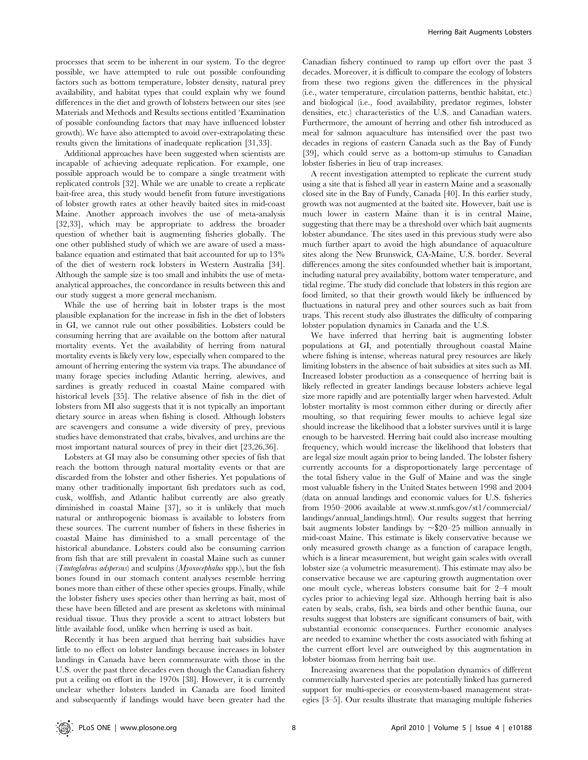processes that seem to be inherent in our system. To the degree possible, we have attempted to rule out possible confounding factors such as bottom temperature, lobster density, natural prey availability, and habitat types that could explain why we found differences in the diet and growth of lobsters between our sites (see Materials and Methods and Results sections entitled 'Examination of possible confounding factors that may have influenced lobster growth). We have also attempted to avoid over-extrapolating these results given the limitations of inadequate replication [31,33].

Additional approaches have been suggested when scientists are incapable of achieving adequate replication. For example, one possible approach would be to compare a single treatment with replicated controls [32]. While we are unable to create a replicate bait-free area, this study would benefit from future investigations of lobster growth rates at other heavily baited sites in mid-coast Maine. Another approach involves the use of meta-analysis [32,33], which may be appropriate to address the broader question of whether bait is augmenting fisheries globally. The one other published study of which we are aware of used a mass-balance equation and estimated that bait accounted for up to 13% of the diet of western rock lobsters in Western Australia [34]. Although the sample size is too small and inhibits the use of meta-analytical approaches, the concordance in results between this and our study suggest a more general mechanism.

While the use of herring bait in lobster traps is the most plausible explanation for the increase in fish in the diet of lobsters in GI, we cannot rule out other possibilities. Lobsters could be consuming herring that are available on the bottom after natural mortality events. Yet the availability of herring from natural mortality events is likely very low, especially when compared to the amount of herring entering the system via traps. The abundance of many forage species including Atlantic herring, alewives, and sardines is greatly reduced in coastal Maine compared with historical levels [35]. The relative absence of fish in the diet of lobsters from MI also suggests that it is not typically an important dietary source in areas when fishing is closed. Although lobsters are scavengers and consume a wide diversity of prey, previous studies have demonstrated that crabs, bivalves, and urchins are the most important natural sources of prey in their diet [23,26,36].

Lobsters at GI may also be consuming other species of fish that reach the bottom through natural mortality events or that are discarded from the lobster and other fisheries. Yet populations of many other traditionally important fish predators such as cod, cusk, wolffish, and Atlantic halibut currently are also greatly diminished in coastal Maine [37], so it is unlikely that much natural or anthropogenic biomass is available to lobsters from these sources. The current number of fishers in these fisheries in coastal Maine has diminished to a small percentage of the historical abundance. Lobsters could also be consuming carrion from fish that are still prevalent in coastal Maine such as cunner (*Tautoglabrus adspersus*) and sculpins (*Myoxocephalus* spp.), but the fish bones found in our stomach content analyses resemble herring bones more than either of these other species groups. Finally, while the lobster fishery uses species other than herring as bait, most of these have been filleted and are present as skeletons with minimal residual tissue. Thus they provide a scent to attract lobsters but little available food, unlike when herring is used as bait.

Recently it has been argued that herring bait subsidies have little to no effect on lobster landings because increases in lobster landings in Canada have been commensurate with those in the U.S. over the past three decades even though the Canadian fishery put a ceiling on effort in the 1970s [38]. However, it is currently unclear whether lobsters landed in Canada are food limited and subsequently if landings would have been greater had the Canadian fishery continued to ramp up effort over the past 3 decades. Moreover, it is difficult to compare the ecology of lobsters from these two regions given the differences in the physical (i.e., water temperature, circulation patterns, benthic habitat, etc.) and biological (i.e., food availability, predator regimes, lobster densities, etc.) characteristics of the U.S. and Canadian waters. Furthermore, the amount of herring and other fish introduced as meal for salmon aquaculture has intensified over the past two decades in regions of eastern Canada such as the Bay of Fundy [39], which could serve as a bottom-up stimulus to Canadian lobster fisheries in lieu of trap increases.

A recent investigation attempted to replicate the current study using a site that is fished all year in eastern Maine and a seasonally closed site in the Bay of Fundy, Canada [40]. In this earlier study, growth was not augmented at the baited site. However, bait use is much lower in eastern Maine than it is in central Maine, suggesting that there may be a threshold over which bait augments lobster abundance. The sites used in this previous study were also much further apart to avoid the high abundance of aquaculture sites along the New Brunswick, CA-Maine, U.S. border. Several differences among the sites confounded whether bait is important, including natural prey availability, bottom water temperature, and tidal regime. The study did conclude that lobsters in this region are food limited, so that their growth would likely be influenced by fluctuations in natural prey and other sources such as bait from traps. This recent study also illustrates the difficulty of comparing lobster population dynamics in Canada and the U.S.

We have inferred that herring bait is augmenting lobster populations at GI, and potentially throughout coastal Maine where fishing is intense, whereas natural prey resources are likely limiting lobsters in the absence of bait subsidies at sites such as MI. Increased lobster production as a consequence of herring bait is likely reflected in greater landings because lobsters achieve legal size more rapidly and are potentially larger when harvested. Adult lobster mortality is most common either during or directly after moulting, so that requiring fewer moults to achieve legal size should increase the likelihood that a lobster survives until it is large enough to be harvested. Herring bait could also increase moulting frequency, which would increase the likelihood that lobsters that are legal size moult again prior to being landed. The lobster fishery currently accounts for a disproportionately large percentage of the total fishery value in the Gulf of Maine and was the single most valuable fishery in the United States between 1998 and 2004 (data on annual landings and economic values for U.S. fisheries from 1950–2006 available at www.st.nmfs.gov/st1/commercial/landings/annual_landings.html). Our results suggest that herring bait augments lobster landings by ~$20–25 million annually in mid-coast Maine. This estimate is likely conservative because we only measured growth change as a function of carapace length, which is a linear measurement, but weight gain scales with overall lobster size (a volumetric measurement). This estimate may also be conservative because we are capturing growth augmentation over one moult cycle, whereas lobsters consume bait for 2–4 moult cycles prior to achieving legal size. Although herring bait is also eaten by seals, crabs, fish, sea birds and other benthic fauna, our results suggest that lobsters are significant consumers of bait, with substantial economic consequences. Further economic analyses are needed to examine whether the costs associated with fishing at the current effort level are outweighed by this augmentation in lobster biomass from herring bait use.

Increasing awareness that the population dynamics of different commercially harvested species are potentially linked has garnered support for multi-species or ecosystem-based management strategies [3–5]. Our results illustrate that managing multiple fisheries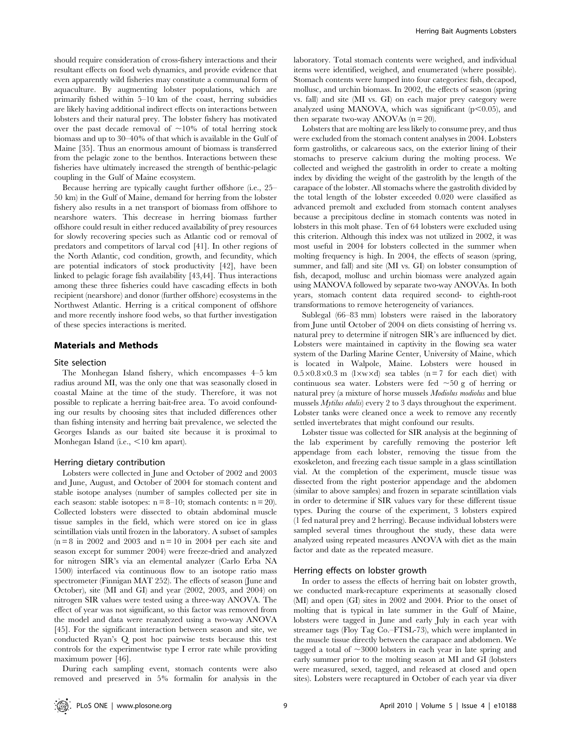should require consideration of cross-fishery interactions and their resultant effects on food web dynamics, and provide evidence that even apparently wild fisheries may constitute a communal form of aquaculture. By augmenting lobster populations, which are primarily fished within 5–10 km of the coast, herring subsidies are likely having additional indirect effects on interactions between lobsters and their natural prey. The lobster fishery has motivated over the past decade removal of ~10% of total herring stock biomass and up to 30–40% of that which is available in the Gulf of Maine [35]. Thus an enormous amount of biomass is transferred from the pelagic zone to the benthos. Interactions between these fisheries have ultimately increased the strength of benthic-pelagic coupling in the Gulf of Maine ecosystem.

Because herring are typically caught further offshore (i.e., 25–50 km) in the Gulf of Maine, demand for herring from the lobster fishery also results in a net transport of biomass from offshore to nearshore waters. This decrease in herring biomass further offshore could result in either reduced availability of prey resources for slowly recovering species such as Atlantic cod or removal of predators and competitors of larval cod [41]. In other regions of the North Atlantic, cod condition, growth, and fecundity, which are potential indicators of stock productivity [42], have been linked to pelagic forage fish availability [43,44]. Thus interactions among these three fisheries could have cascading effects in both recipient (nearshore) and donor (further offshore) ecosystems in the Northwest Atlantic. Herring is a critical component of offshore and more recently inshore food webs, so that further investigation of these species interactions is merited.

## Materials and Methods

### Site selection

The Monhegan Island fishery, which encompasses 4–5 km radius around MI, was the only one that was seasonally closed in coastal Maine at the time of the study. Therefore, it was not possible to replicate a herring bait-free area. To avoid confounding our results by choosing sites that included differences other than fishing intensity and herring bait prevalence, we selected the Georges Islands as our baited site because it is proximal to Monhegan Island (i.e., <10 km apart).

### Herring dietary contribution

Lobsters were collected in June and October of 2002 and 2003 and June, August, and October of 2004 for stomach content and stable isotope analyses (number of samples collected per site in each season: stable isotopes: n = 8–10; stomach contents: n = 20). Collected lobsters were dissected to obtain abdominal muscle tissue samples in the field, which were stored on ice in glass scintillation vials until frozen in the laboratory. A subset of samples (n = 8 in 2002 and 2003 and n = 10 in 2004 per each site and season except for summer 2004) were freeze-dried and analyzed for nitrogen SIR's via an elemental analyzer (Carlo Erba NA 1500) interfaced via continuous flow to an isotope ratio mass spectrometer (Finnigan MAT 252). The effects of season (June and October), site (MI and GI) and year (2002, 2003, and 2004) on nitrogen SIR values were tested using a three-way ANOVA. The effect of year was not significant, so this factor was removed from the model and data were reanalyzed using a two-way ANOVA [45]. For the significant interaction between season and site, we conducted Ryan's Q post hoc pairwise tests because this test controls for the experimentwise type I error rate while providing maximum power [46].

During each sampling event, stomach contents were also removed and preserved in 5% formalin for analysis in the laboratory. Total stomach contents were weighed, and individual items were identified, weighed, and enumerated (where possible). Stomach contents were lumped into four categories: fish, decapod, mollusc, and urchin biomass. In 2002, the effects of season (spring vs. fall) and site (MI vs. GI) on each major prey category were analyzed using MANOVA, which was significant ($p<0.05$), and then separate two-way ANOVAs (n = 20).

Lobsters that are molting are less likely to consume prey, and thus were excluded from the stomach content analyses in 2004. Lobsters form gastroliths, or calcareous sacs, on the exterior lining of their stomachs to preserve calcium during the molting process. We collected and weighed the gastrolith in order to create a molting index by dividing the weight of the gastrolith by the length of the carapace of the lobster. All stomachs where the gastrolith divided by the total length of the lobster exceeded 0.020 were classified as advanced premolt and excluded from stomach content analyses because a precipitous decline in stomach contents was noted in lobsters in this molt phase. Ten of 64 lobsters were excluded using this criterion. Although this index was not utilized in 2002, it was most useful in 2004 for lobsters collected in the summer when molting frequency is high. In 2004, the effects of season (spring, summer, and fall) and site (MI vs. GI) on lobster consumption of fish, decapod, mollusc and urchin biomass were analyzed again using MANOVA followed by separate two-way ANOVAs. In both years, stomach content data required second- to eighth-root transformations to remove heterogeneity of variances.

Sublegal (66–83 mm) lobsters were raised in the laboratory from June until October of 2004 on diets consisting of herring vs. natural prey to determine if nitrogen SIR's are influenced by diet. Lobsters were maintained in captivity in the flowing sea water system of the Darling Marine Center, University of Maine, which is located in Walpole, Maine. Lobsters were housed in $0.5\times0.8\times0.3$ m (l×w×d) sea tables (n = 7 for each diet) with continuous sea water. Lobsters were fed ~50 g of herring or natural prey (a mixture of horse mussels *Modiolus modiolus* and blue mussels *Mytilus edulis*) every 2 to 3 days throughout the experiment. Lobster tanks were cleaned once a week to remove any recently settled invertebrates that might confound our results.

Lobster tissue was collected for SIR analysis at the beginning of the lab experiment by carefully removing the posterior left appendage from each lobster, removing the tissue from the exoskeleton, and freezing each tissue sample in a glass scintillation vial. At the completion of the experiment, muscle tissue was dissected from the right posterior appendage and the abdomen (similar to above samples) and frozen in separate scintillation vials in order to determine if SIR values vary for these different tissue types. During the course of the experiment, 3 lobsters expired (1 fed natural prey and 2 herring). Because individual lobsters were sampled several times throughout the study, these data were analyzed using repeated measures ANOVA with diet as the main factor and date as the repeated measure.

### Herring effects on lobster growth

In order to assess the effects of herring bait on lobster growth, we conducted mark-recapture experiments at seasonally closed (MI) and open (GI) sites in 2002 and 2004. Prior to the onset of molting that is typical in late summer in the Gulf of Maine, lobsters were tagged in June and early July in each year with streamer tags (Floy Tag Co.–FTSL-73), which were implanted in the muscle tissue directly between the carapace and abdomen. We tagged a total of ~3000 lobsters in each year in late spring and early summer prior to the molting season at MI and GI (lobsters were measured, sexed, tagged, and released at closed and open sites). Lobsters were recaptured in October of each year via diver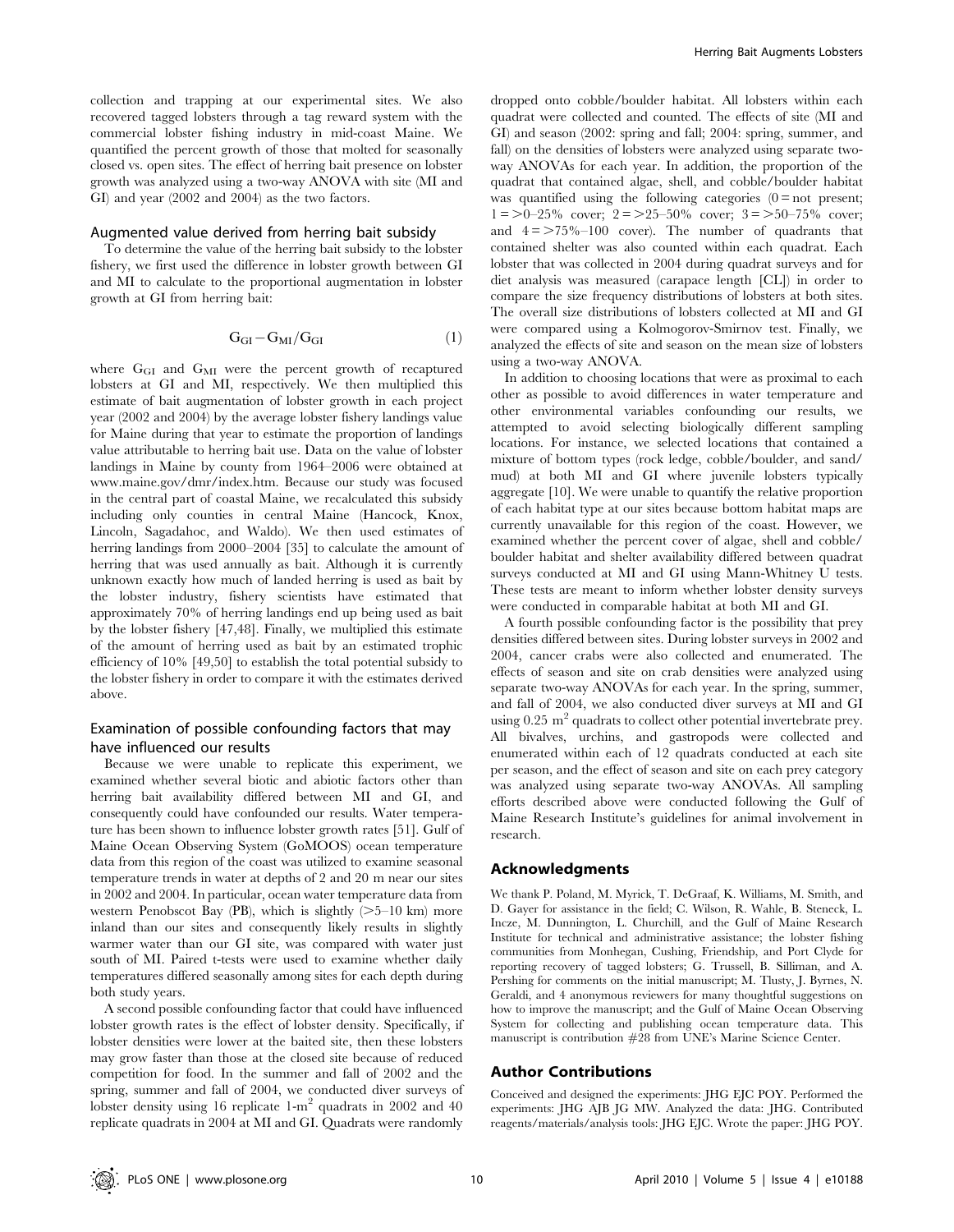collection and trapping at our experimental sites. We also recovered tagged lobsters through a tag reward system with the commercial lobster fishing industry in mid-coast Maine. We quantified the percent growth of those that molted for seasonally closed vs. open sites. The effect of herring bait presence on lobster growth was analyzed using a two-way ANOVA with site (MI and GI) and year (2002 and 2004) as the two factors.

### Augmented value derived from herring bait subsidy

To determine the value of the herring bait subsidy to the lobster fishery, we first used the difference in lobster growth between GI and MI to calculate to the proportional augmentation in lobster growth at GI from herring bait:

$$G_{GI} - G_{MI}/G_{GI} \quad (1)$$

where $G_{GI}$ and $G_{MI}$ were the percent growth of recaptured lobsters at GI and MI, respectively. We then multiplied this estimate of bait augmentation of lobster growth in each project year (2002 and 2004) by the average lobster fishery landings value for Maine during that year to estimate the proportion of landings value attributable to herring bait use. Data on the value of lobster landings in Maine by county from 1964–2006 were obtained at www.maine.gov/dmr/index.htm. Because our study was focused in the central part of coastal Maine, we recalculated this subsidy including only counties in central Maine (Hancock, Knox, Lincoln, Sagadahoc, and Waldo). We then used estimates of herring landings from 2000–2004 [35] to calculate the amount of herring that was used annually as bait. Although it is currently unknown exactly how much of landed herring is used as bait by the lobster industry, fishery scientists have estimated that approximately 70% of herring landings end up being used as bait by the lobster fishery [47,48]. Finally, we multiplied this estimate of the amount of herring used as bait by an estimated trophic efficiency of 10% [49,50] to establish the total potential subsidy to the lobster fishery in order to compare it with the estimates derived above.

### Examination of possible confounding factors that may have influenced our results

Because we were unable to replicate this experiment, we examined whether several biotic and abiotic factors other than herring bait availability differed between MI and GI, and consequently could have confounded our results. Water temperature has been shown to influence lobster growth rates [51]. Gulf of Maine Ocean Observing System (GoMOOS) ocean temperature data from this region of the coast was utilized to examine seasonal temperature trends in water at depths of 2 and 20 m near our sites in 2002 and 2004. In particular, ocean water temperature data from western Penobscot Bay (PB), which is slightly (>5–10 km) more inland than our sites and consequently likely results in slightly warmer water than our GI site, was compared with water just south of MI. Paired t-tests were used to examine whether daily temperatures differed seasonally among sites for each depth during both study years.

A second possible confounding factor that could have influenced lobster growth rates is the effect of lobster density. Specifically, if lobster densities were lower at the baited site, then these lobsters may grow faster than those at the closed site because of reduced competition for food. In the summer and fall of 2002 and the spring, summer and fall of 2004, we conducted diver surveys of lobster density using 16 replicate 1-$m^2$ quadrats in 2002 and 40 replicate quadrats in 2004 at MI and GI. Quadrats were randomly dropped onto cobble/boulder habitat. All lobsters within each quadrat were collected and counted. The effects of site (MI and GI) and season (2002: spring and fall; 2004: spring, summer, and fall) on the densities of lobsters were analyzed using separate two-way ANOVAs for each year. In addition, the proportion of the quadrat that contained algae, shell, and cobble/boulder habitat was quantified using the following categories (0 = not present; 1 = >0–25% cover; 2 = >25–50% cover; 3 = >50–75% cover; and 4 = >75%–100 cover). The number of quadrants that contained shelter was also counted within each quadrat. Each lobster that was collected in 2004 during quadrat surveys and for diet analysis was measured (carapace length [CL]) in order to compare the size frequency distributions of lobsters at both sites. The overall size distributions of lobsters collected at MI and GI were compared using a Kolmogorov-Smirnov test. Finally, we analyzed the effects of site and season on the mean size of lobsters using a two-way ANOVA.

In addition to choosing locations that were as proximal to each other as possible to avoid differences in water temperature and other environmental variables confounding our results, we attempted to avoid selecting biologically different sampling locations. For instance, we selected locations that contained a mixture of bottom types (rock ledge, cobble/boulder, and sand/mud) at both MI and GI where juvenile lobsters typically aggregate [10]. We were unable to quantify the relative proportion of each habitat type at our sites because bottom habitat maps are currently unavailable for this region of the coast. However, we examined whether the percent cover of algae, shell and cobble/boulder habitat and shelter availability differed between quadrat surveys conducted at MI and GI using Mann-Whitney U tests. These tests are meant to inform whether lobster density surveys were conducted in comparable habitat at both MI and GI.

A fourth possible confounding factor is the possibility that prey densities differed between sites. During lobster surveys in 2002 and 2004, cancer crabs were also collected and enumerated. The effects of season and site on crab densities were analyzed using separate two-way ANOVAs for each year. In the spring, summer, and fall of 2004, we also conducted diver surveys at MI and GI using 0.25 $m^2$ quadrats to collect other potential invertebrate prey. All bivalves, urchins, and gastropods were collected and enumerated within each of 12 quadrats conducted at each site per season, and the effect of season and site on each prey category was analyzed using separate two-way ANOVAs. All sampling efforts described above were conducted following the Gulf of Maine Research Institute's guidelines for animal involvement in research.

## Acknowledgments

We thank P. Poland, M. Myrick, T. DeGraaf, K. Williams, M. Smith, and D. Gayer for assistance in the field; C. Wilson, R. Wahle, B. Steneck, L. Incze, M. Dunnington, L. Churchill, and the Gulf of Maine Research Institute for technical and administrative assistance; the lobster fishing communities from Monhegan, Cushing, Friendship, and Port Clyde for reporting recovery of tagged lobsters; G. Trussell, B. Silliman, and A. Pershing for comments on the initial manuscript; M. Tlusty, J. Byrnes, N. Geraldi, and 4 anonymous reviewers for many thoughtful suggestions on how to improve the manuscript; and the Gulf of Maine Ocean Observing System for collecting and publishing ocean temperature data. This manuscript is contribution #28 from UNE's Marine Science Center.

## Author Contributions

Conceived and designed the experiments: JHG EJC POY. Performed the experiments: JHG AJB JG MW. Analyzed the data: JHG. Contributed reagents/materials/analysis tools: JHG EJC. Wrote the paper: JHG POY.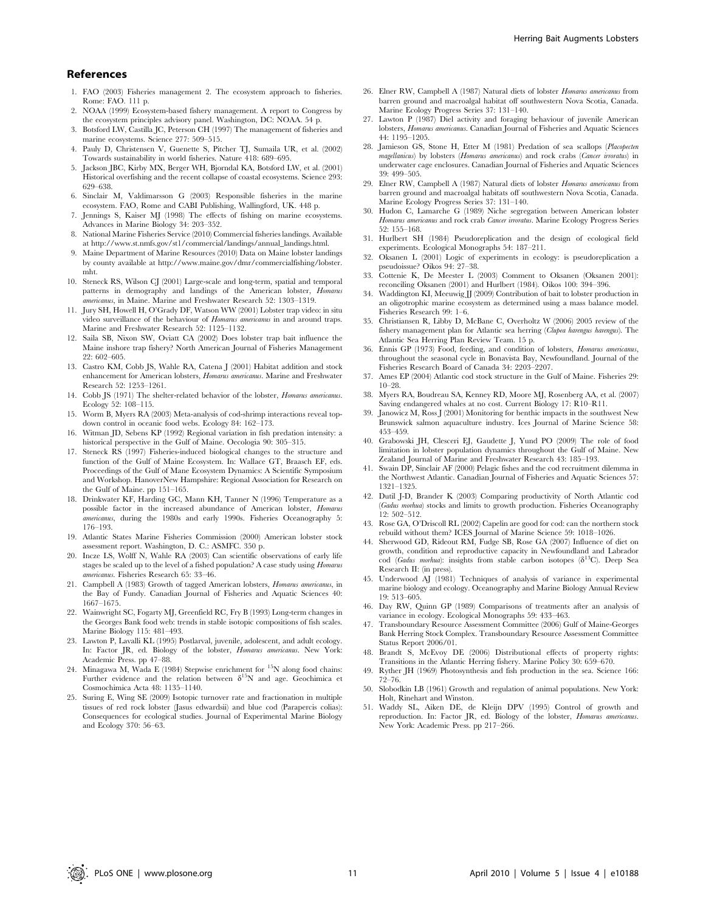## References

1. FAO (2003) Fisheries management 2. The ecosystem approach to fisheries. Rome: FAO. 111 p.
2. NOAA (1999) Ecosystem-based fishery management. A report to Congress by the ecosystem principles advisory panel. Washington, DC: NOAA. 54 p.
3. Botsford LW, Castilla JC, Peterson CH (1997) The management of fisheries and marine ecosystems. Science 277: 509–515.
4. Pauly D, Christensen V, Guenette S, Pitcher TJ, Sumaila UR, et al. (2002) Towards sustainability in world fisheries. Nature 418: 689–695.
5. Jackson JBC, Kirby MX, Berger WH, Bjorndal KA, Botsford LW, et al. (2001) Historical overfishing and the recent collapse of coastal ecosystems. Science 293: 629–638.
6. Sinclair M, Valdimarsson G (2003) Responsible fisheries in the marine ecosystem. FAO, Rome and CABI Publishing, Wallingford, UK. 448 p.
7. Jennings S, Kaiser MJ (1998) The effects of fishing on marine ecosystems. Advances in Marine Biology 34: 203–352.
8. National Marine Fisheries Service (2010) Commercial fisheries landings. Available at http://www.st.nmfs.gov/st1/commercial/landings/annual_landings.html.
9. Maine Department of Marine Resources (2010) Data on Maine lobster landings by county available at http://www.maine.gov/dmr/commercialfishing/lobster.mht.
10. Steneck RS, Wilson CJ (2001) Large-scale and long-term, spatial and temporal patterns in demography and landings of the American lobster, *Homarus americanus*, in Maine. Marine and Freshwater Research 52: 1303–1319.
11. Jury SH, Howell H, O'Grady DF, Watson WW (2001) Lobster trap video: in situ video surveillance of the behaviour of *Homarus americanus* in and around traps. Marine and Freshwater Research 52: 1125–1132.
12. Saila SB, Nixon SW, Oviatt CA (2002) Does lobster trap bait influence the Maine inshore trap fishery? North American Journal of Fisheries Management 22: 602–605.
13. Castro KM, Cobb JS, Wahle RA, Catena J (2001) Habitat addition and stock enhancement for American lobsters, *Homarus americanus*. Marine and Freshwater Research 52: 1253–1261.
14. Cobb JS (1971) The shelter-related behavior of the lobster, *Homarus americanus*. Ecology 52: 108–115.
15. Worm B, Myers RA (2003) Meta-analysis of cod-shrimp interactions reveal top-down control in oceanic food webs. Ecology 84: 162–173.
16. Witman JD, Sebens KP (1992) Regional variation in fish predation intensity: a historical perspective in the Gulf of Maine. Oecologia 90: 305–315.
17. Steneck RS (1997) Fisheries-induced biological changes to the structure and function of the Gulf of Maine Ecosystem. In: Wallace GT, Braasch EF, eds. Proceedings of the Gulf of Mane Ecosystem Dynamics: A Scientific Symposium and Workshop. HanoverNew Hampshire: Regional Association for Research on the Gulf of Maine. pp 151–165.
18. Drinkwater KF, Harding GC, Mann KH, Tanner N (1996) Temperature as a possible factor in the increased abundance of American lobster, *Homarus americanus*, during the 1980s and early 1990s. Fisheries Oceanography 5: 176–193.
19. Atlantic States Marine Fisheries Commission (2000) American lobster stock assessment report. Washington, D. C.: ASMFC. 350 p.
20. Incze LS, Wolff N, Wahle RA (2003) Can scientific observations of early life stages be scaled up to the level of a fished population? A case study using *Homarus americanus*. Fisheries Research 65: 33–46.
21. Campbell A (1983) Growth of tagged American lobsters, *Homarus americanus*, in the Bay of Fundy. Canadian Journal of Fisheries and Aquatic Sciences 40: 1667–1675.
22. Wainwright SC, Fogarty MJ, Greenfield RC, Fry B (1993) Long-term changes in the Georges Bank food web: trends in stable isotopic compositions of fish scales. Marine Biology 115: 481–493.
23. Lawton P, Lavalli KL (1995) Postlarval, juvenile, adolescent, and adult ecology. In: Factor JR, ed. Biology of the lobster, *Homarus americanus*. New York: Academic Press. pp 47–88.
24. Minagawa M, Wada E (1984) Stepwise enrichment for $^{15}$N along food chains: Further evidence and the relation between $\delta^{15}$N and age. Geochimica et Cosmochimica Acta 48: 1135–1140.
25. Suring E, Wing SE (2009) Isotopic turnover rate and fractionation in multiple tissues of red rock lobster (Jasus edwardsii) and blue cod (Parapercis colias): Consequences for ecological studies. Journal of Experimental Marine Biology and Ecology 370: 56–63.
26. Elner RW, Campbell A (1987) Natural diets of lobster *Homarus americanus* from barren ground and macroalgal habitat off southwestern Nova Scotia, Canada. Marine Ecology Progress Series 37: 131–140.
27. Lawton P (1987) Diel activity and foraging behaviour of juvenile American lobsters, *Homarus americanus*. Canadian Journal of Fisheries and Aquatic Sciences 44: 1195–1205.
28. Jamieson GS, Stone H, Etter M (1981) Predation of sea scallops (*Placopecten magellanicus*) by lobsters (*Homarus americanus*) and rock crabs (*Cancer irroratus*) in underwater cage enclosures. Canadian Journal of Fisheries and Aquatic Sciences 39: 499–505.
29. Elner RW, Campbell A (1987) Natural diets of lobster *Homarus americanus* from barren ground and macroalgal habitats off southwestern Nova Scotia, Canada. Marine Ecology Progress Series 37: 131–140.
30. Hudon C, Lamarche G (1989) Niche segregation between American lobster *Homarus americanus* and rock crab *Cancer irroratus*. Marine Ecology Progress Series 52: 155–168.
31. Hurlbert SH (1984) Pseudoreplication and the design of ecological field experiments. Ecological Monographs 54: 187–211.
32. Oksanen L (2001) Logic of experiments in ecology: is pseudoreplication a pseudoissue? Oikos 94: 27–38.
33. Cottenie K, De Meester L (2003) Comment to Oksanen (Oksanen 2001): reconciling Oksanen (2001) and Hurlbert (1984). Oikos 100: 394–396.
34. Waddington KI, Meeuwig JJ (2009) Contribution of bait to lobster production in an oligotrophic marine ecosystem as determined using a mass balance model. Fisheries Research 99: 1–6.
35. Christiansen R, Libby D, McBane C, Overholtz W (2006) 2005 review of the fishery management plan for Atlantic sea herring (*Clupea harengus harengus*). The Atlantic Sea Herring Plan Review Team. 15 p.
36. Ennis GP (1973) Food, feeding, and condition of lobsters, *Homarus americanus*, throughout the seasonal cycle in Bonavista Bay, Newfoundland. Journal of the Fisheries Research Board of Canada 34: 2203–2207.
37. Ames EP (2004) Atlantic cod stock structure in the Gulf of Maine. Fisheries 29: 10–28.
38. Myers RA, Boudreau SA, Kenney RD, Moore MJ, Rosenberg AA, et al. (2007) Saving endangered whales at no cost. Current Biology 17: R10–R11.
39. Janowicz M, Ross J (2001) Monitoring for benthic impacts in the southwest New Brunswick salmon aquaculture industry. Ices Journal of Marine Science 58: 453–459.
40. Grabowski JH, Clesceri EJ, Gaudette J, Yund PO (2009) The role of food limitation in lobster population dynamics throughout the Gulf of Maine. New Zealand Journal of Marine and Freshwater Research 43: 185–193.
41. Swain DP, Sinclair AF (2000) Pelagic fishes and the cod recruitment dilemma in the Northwest Atlantic. Canadian Journal of Fisheries and Aquatic Sciences 57: 1321–1325.
42. Dutil J-D, Brander K (2003) Comparing productivity of North Atlantic cod (*Gadus morhua*) stocks and limits to growth production. Fisheries Oceanography 12: 502–512.
43. Rose GA, O'Driscoll RL (2002) Capelin are good for cod: can the northern stock rebuild without them? ICES Journal of Marine Science 59: 1018–1026.
44. Sherwood GD, Rideout RM, Fudge SB, Rose GA (2007) Influence of diet on growth, condition and reproductive capacity in Newfoundland and Labrador cod (*Gadus morhua*): insights from stable carbon isotopes ($\delta^{13}$C). Deep Sea Research II: (in press).
45. Underwood AJ (1981) Techniques of analysis of variance in experimental marine biology and ecology. Oceanography and Marine Biology Annual Review 19: 513–605.
46. Day RW, Quinn GP (1989) Comparisons of treatments after an analysis of variance in ecology. Ecological Monographs 59: 433–463.
47. Transboundary Resource Assessment Committee (2006) Gulf of Maine-Georges Bank Herring Stock Complex. Transboundary Resource Assessment Committee Status Report 2006/01.
48. Brandt S, McEvoy DE (2006) Distributional effects of property rights: Transitions in the Atlantic Herring fishery. Marine Policy 30: 659–670.
49. Ryther JH (1969) Photosynthesis and fish production in the sea. Science 166: 72–76.
50. Slobodkin LB (1961) Growth and regulation of animal populations. New York: Holt, Rinehart and Winston.
51. Waddy SL, Aiken DE, de Kleijn DPV (1995) Control of growth and reproduction. In: Factor JR, ed. Biology of the lobster, *Homarus americanus*. New York: Academic Press. pp 217–266.